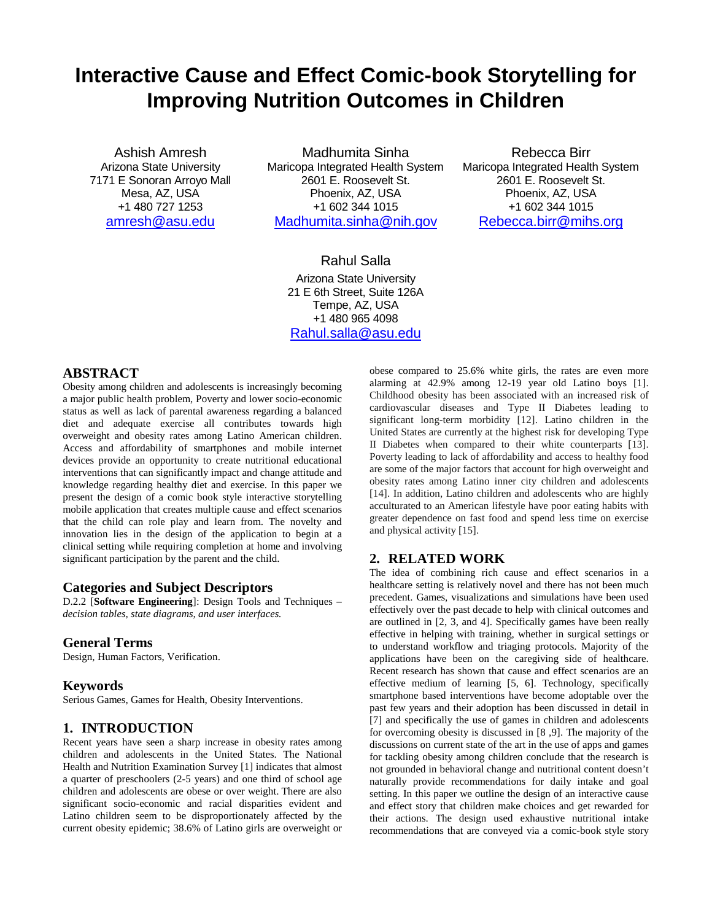# Interactive Cause and Effect Comic-book Storytelling for Improving Nutrition Outcomes in Children

Ashish Amresh
Arizona State University
7171 E Sonoran Arroyo Mall
Mesa, AZ, USA
+1 480 727 1253
amresh@asu.edu

Madhumita Sinha
Maricopa Integrated Health System
2601 E. Roosevelt St.
Phoenix, AZ, USA
+1 602 344 1015
Madhumita.sinha@nih.gov

Rebecca Birr
Maricopa Integrated Health System
2601 E. Roosevelt St.
Phoenix, AZ, USA
+1 602 344 1015
Rebecca.birr@mihs.org

Rahul Salla
Arizona State University
21 E 6th Street, Suite 126A
Tempe, AZ, USA
+1 480 965 4098
Rahul.salla@asu.edu

## ABSTRACT

Obesity among children and adolescents is increasingly becoming a major public health problem, Poverty and lower socio-economic status as well as lack of parental awareness regarding a balanced diet and adequate exercise all contributes towards high overweight and obesity rates among Latino American children. Access and affordability of smartphones and mobile internet devices provide an opportunity to create nutritional educational interventions that can significantly impact and change attitude and knowledge regarding healthy diet and exercise. In this paper we present the design of a comic book style interactive storytelling mobile application that creates multiple cause and effect scenarios that the child can role play and learn from. The novelty and innovation lies in the design of the application to begin at a clinical setting while requiring completion at home and involving significant participation by the parent and the child.

### Categories and Subject Descriptors

D.2.2 [**Software Engineering**]: Design Tools and Techniques – *decision tables, state diagrams, and user interfaces.*

### General Terms

Design, Human Factors, Verification.

### Keywords

Serious Games, Games for Health, Obesity Interventions.

## 1. INTRODUCTION

Recent years have seen a sharp increase in obesity rates among children and adolescents in the United States. The National Health and Nutrition Examination Survey [1] indicates that almost a quarter of preschoolers (2-5 years) and one third of school age children and adolescents are obese or over weight. There are also significant socio-economic and racial disparities evident and Latino children seem to be disproportionately affected by the current obesity epidemic; 38.6% of Latino girls are overweight or obese compared to 25.6% white girls, the rates are even more alarming at 42.9% among 12-19 year old Latino boys [1]. Childhood obesity has been associated with an increased risk of cardiovascular diseases and Type II Diabetes leading to significant long-term morbidity [12]. Latino children in the United States are currently at the highest risk for developing Type II Diabetes when compared to their white counterparts [13]. Poverty leading to lack of affordability and access to healthy food are some of the major factors that account for high overweight and obesity rates among Latino inner city children and adolescents [14]. In addition, Latino children and adolescents who are highly acculturated to an American lifestyle have poor eating habits with greater dependence on fast food and spend less time on exercise and physical activity [15].

## 2. RELATED WORK

The idea of combining rich cause and effect scenarios in a healthcare setting is relatively novel and there has not been much precedent. Games, visualizations and simulations have been used effectively over the past decade to help with clinical outcomes and are outlined in [2, 3, and 4]. Specifically games have been really effective in helping with training, whether in surgical settings or to understand workflow and triaging protocols. Majority of the applications have been on the caregiving side of healthcare. Recent research has shown that cause and effect scenarios are an effective medium of learning [5, 6]. Technology, specifically smartphone based interventions have become adoptable over the past few years and their adoption has been discussed in detail in [7] and specifically the use of games in children and adolescents for overcoming obesity is discussed in [8 ,9]. The majority of the discussions on current state of the art in the use of apps and games for tackling obesity among children conclude that the research is not grounded in behavioral change and nutritional content doesn't naturally provide recommendations for daily intake and goal setting. In this paper we outline the design of an interactive cause and effect story that children make choices and get rewarded for their actions. The design used exhaustive nutritional intake recommendations that are conveyed via a comic-book style story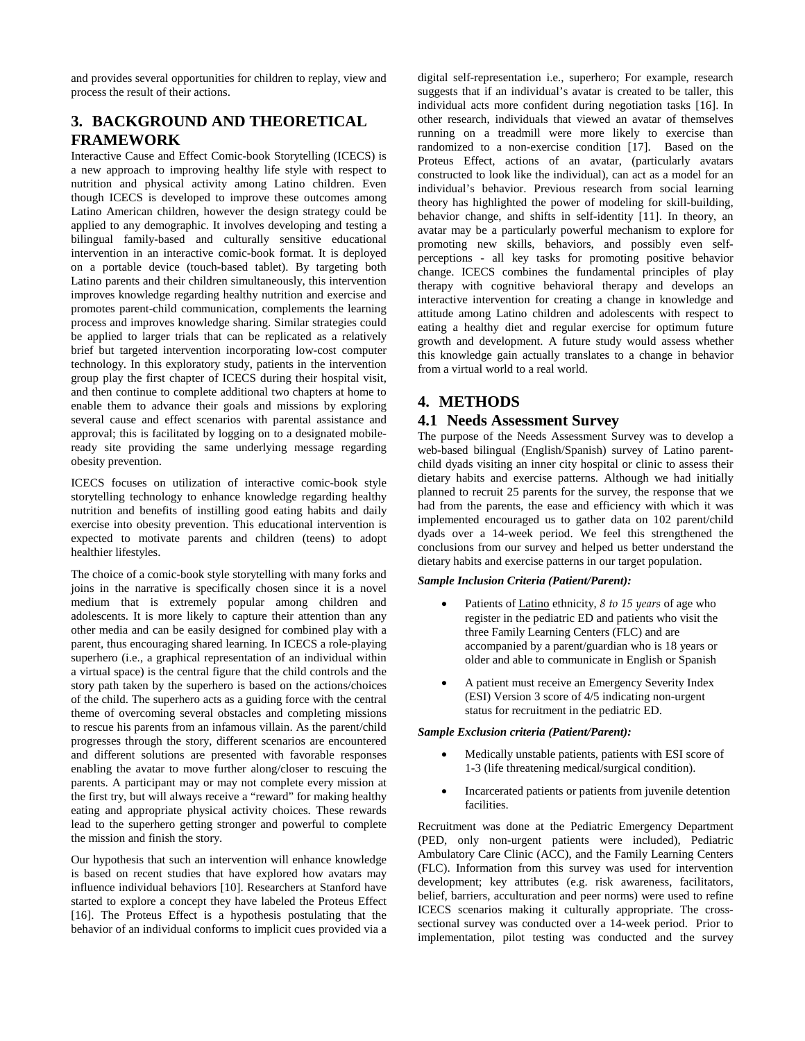and provides several opportunities for children to replay, view and process the result of their actions.

## 3. BACKGROUND AND THEORETICAL FRAMEWORK

Interactive Cause and Effect Comic-book Storytelling (ICECS) is a new approach to improving healthy life style with respect to nutrition and physical activity among Latino children. Even though ICECS is developed to improve these outcomes among Latino American children, however the design strategy could be applied to any demographic. It involves developing and testing a bilingual family-based and culturally sensitive educational intervention in an interactive comic-book format. It is deployed on a portable device (touch-based tablet). By targeting both Latino parents and their children simultaneously, this intervention improves knowledge regarding healthy nutrition and exercise and promotes parent-child communication, complements the learning process and improves knowledge sharing. Similar strategies could be applied to larger trials that can be replicated as a relatively brief but targeted intervention incorporating low-cost computer technology. In this exploratory study, patients in the intervention group play the first chapter of ICECS during their hospital visit, and then continue to complete additional two chapters at home to enable them to advance their goals and missions by exploring several cause and effect scenarios with parental assistance and approval; this is facilitated by logging on to a designated mobile-ready site providing the same underlying message regarding obesity prevention.

ICECS focuses on utilization of interactive comic-book style storytelling technology to enhance knowledge regarding healthy nutrition and benefits of instilling good eating habits and daily exercise into obesity prevention. This educational intervention is expected to motivate parents and children (teens) to adopt healthier lifestyles.

The choice of a comic-book style storytelling with many forks and joins in the narrative is specifically chosen since it is a novel medium that is extremely popular among children and adolescents. It is more likely to capture their attention than any other media and can be easily designed for combined play with a parent, thus encouraging shared learning. In ICECS a role-playing superhero (i.e., a graphical representation of an individual within a virtual space) is the central figure that the child controls and the story path taken by the superhero is based on the actions/choices of the child. The superhero acts as a guiding force with the central theme of overcoming several obstacles and completing missions to rescue his parents from an infamous villain. As the parent/child progresses through the story, different scenarios are encountered and different solutions are presented with favorable responses enabling the avatar to move further along/closer to rescuing the parents. A participant may or may not complete every mission at the first try, but will always receive a "reward" for making healthy eating and appropriate physical activity choices. These rewards lead to the superhero getting stronger and powerful to complete the mission and finish the story.

Our hypothesis that such an intervention will enhance knowledge is based on recent studies that have explored how avatars may influence individual behaviors [10]. Researchers at Stanford have started to explore a concept they have labeled the Proteus Effect [16]. The Proteus Effect is a hypothesis postulating that the behavior of an individual conforms to implicit cues provided via a digital self-representation i.e., superhero; For example, research suggests that if an individual's avatar is created to be taller, this individual acts more confident during negotiation tasks [16]. In other research, individuals that viewed an avatar of themselves running on a treadmill were more likely to exercise than randomized to a non-exercise condition [17]. Based on the Proteus Effect, actions of an avatar, (particularly avatars constructed to look like the individual), can act as a model for an individual's behavior. Previous research from social learning theory has highlighted the power of modeling for skill-building, behavior change, and shifts in self-identity [11]. In theory, an avatar may be a particularly powerful mechanism to explore for promoting new skills, behaviors, and possibly even self-perceptions - all key tasks for promoting positive behavior change. ICECS combines the fundamental principles of play therapy with cognitive behavioral therapy and develops an interactive intervention for creating a change in knowledge and attitude among Latino children and adolescents with respect to eating a healthy diet and regular exercise for optimum future growth and development. A future study would assess whether this knowledge gain actually translates to a change in behavior from a virtual world to a real world.

## 4. METHODS

### 4.1 Needs Assessment Survey

The purpose of the Needs Assessment Survey was to develop a web-based bilingual (English/Spanish) survey of Latino parent-child dyads visiting an inner city hospital or clinic to assess their dietary habits and exercise patterns. Although we had initially planned to recruit 25 parents for the survey, the response that we had from the parents, the ease and efficiency with which it was implemented encouraged us to gather data on 102 parent/child dyads over a 14-week period. We feel this strengthened the conclusions from our survey and helped us better understand the dietary habits and exercise patterns in our target population.

***Sample Inclusion Criteria (Patient/Parent):***

- Patients of Latino ethnicity, *8 to 15 years* of age who register in the pediatric ED and patients who visit the three Family Learning Centers (FLC) and are accompanied by a parent/guardian who is 18 years or older and able to communicate in English or Spanish
- A patient must receive an Emergency Severity Index (ESI) Version 3 score of 4/5 indicating non-urgent status for recruitment in the pediatric ED.

***Sample Exclusion criteria (Patient/Parent):***

- Medically unstable patients, patients with ESI score of 1-3 (life threatening medical/surgical condition).
- Incarcerated patients or patients from juvenile detention facilities.

Recruitment was done at the Pediatric Emergency Department (PED, only non-urgent patients were included), Pediatric Ambulatory Care Clinic (ACC), and the Family Learning Centers (FLC). Information from this survey was used for intervention development; key attributes (e.g. risk awareness, facilitators, belief, barriers, acculturation and peer norms) were used to refine ICECS scenarios making it culturally appropriate. The cross-sectional survey was conducted over a 14-week period. Prior to implementation, pilot testing was conducted and the survey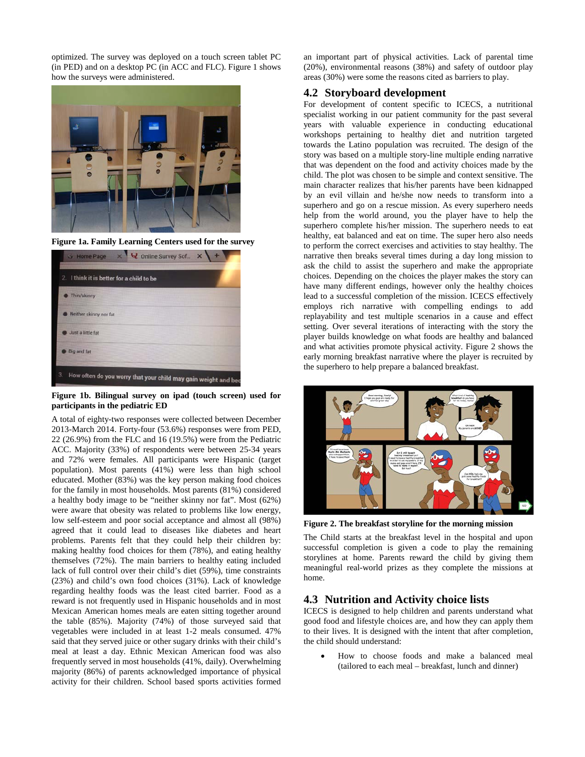optimized. The survey was deployed on a touch screen tablet PC (in PED) and on a desktop PC (in ACC and FLC). Figure 1 shows how the surveys were administered.

**Figure 1a. Family Learning Centers used for the survey**

**Figure 1b. Bilingual survey on ipad (touch screen) used for participants in the pediatric ED**

A total of eighty-two responses were collected between December 2013-March 2014. Forty-four (53.6%) responses were from PED, 22 (26.9%) from the FLC and 16 (19.5%) were from the Pediatric ACC. Majority (33%) of respondents were between 25-34 years and 72% were females. All participants were Hispanic (target population). Most parents (41%) were less than high school educated. Mother (83%) was the key person making food choices for the family in most households. Most parents (81%) considered a healthy body image to be "neither skinny nor fat". Most (62%) were aware that obesity was related to problems like low energy, low self-esteem and poor social acceptance and almost all (98%) agreed that it could lead to diseases like diabetes and heart problems. Parents felt that they could help their children by: making healthy food choices for them (78%), and eating healthy themselves (72%). The main barriers to healthy eating included lack of full control over their child's diet (59%), time constraints (23%) and child's own food choices (31%). Lack of knowledge regarding healthy foods was the least cited barrier. Food as a reward is not frequently used in Hispanic households and in most Mexican American homes meals are eaten sitting together around the table (85%). Majority (74%) of those surveyed said that vegetables were included in at least 1-2 meals consumed. 47% said that they served juice or other sugary drinks with their child's meal at least a day. Ethnic Mexican American food was also frequently served in most households (41%, daily). Overwhelming majority (86%) of parents acknowledged importance of physical activity for their children. School based sports activities formed an important part of physical activities. Lack of parental time (20%), environmental reasons (38%) and safety of outdoor play areas (30%) were some the reasons cited as barriers to play.

## 4.2 Storyboard development

For development of content specific to ICECS, a nutritional specialist working in our patient community for the past several years with valuable experience in conducting educational workshops pertaining to healthy diet and nutrition targeted towards the Latino population was recruited. The design of the story was based on a multiple story-line multiple ending narrative that was dependent on the food and activity choices made by the child. The plot was chosen to be simple and context sensitive. The main character realizes that his/her parents have been kidnapped by an evil villain and he/she now needs to transform into a superhero and go on a rescue mission. As every superhero needs help from the world around, you the player have to help the superhero complete his/her mission. The superhero needs to eat healthy, eat balanced and eat on time. The super hero also needs to perform the correct exercises and activities to stay healthy. The narrative then breaks several times during a day long mission to ask the child to assist the superhero and make the appropriate choices. Depending on the choices the player makes the story can have many different endings, however only the healthy choices lead to a successful completion of the mission. ICECS effectively employs rich narrative with compelling endings to add replayability and test multiple scenarios in a cause and effect setting. Over several iterations of interacting with the story the player builds knowledge on what foods are healthy and balanced and what activities promote physical activity. Figure 2 shows the early morning breakfast narrative where the player is recruited by the superhero to help prepare a balanced breakfast.

**Figure 2. The breakfast storyline for the morning mission**

The Child starts at the breakfast level in the hospital and upon successful completion is given a code to play the remaining storylines at home. Parents reward the child by giving them meaningful real-world prizes as they complete the missions at home.

## 4.3 Nutrition and Activity choice lists

ICECS is designed to help children and parents understand what good food and lifestyle choices are, and how they can apply them to their lives. It is designed with the intent that after completion, the child should understand:

- How to choose foods and make a balanced meal (tailored to each meal – breakfast, lunch and dinner)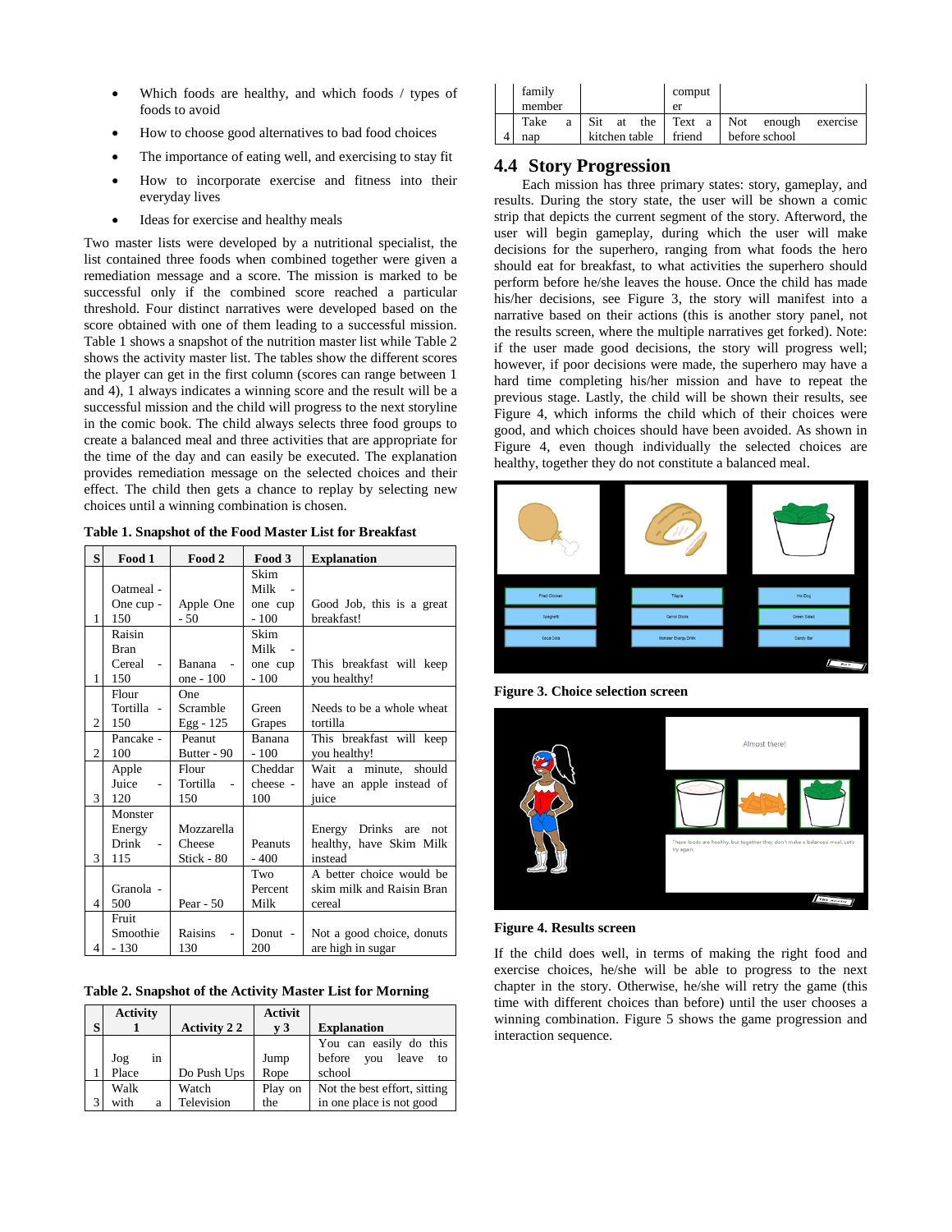- Which foods are healthy, and which foods / types of foods to avoid
- How to choose good alternatives to bad food choices
- The importance of eating well, and exercising to stay fit
- How to incorporate exercise and fitness into their everyday lives
- Ideas for exercise and healthy meals

Two master lists were developed by a nutritional specialist, the list contained three foods when combined together were given a remediation message and a score. The mission is marked to be successful only if the combined score reached a particular threshold. Four distinct narratives were developed based on the score obtained with one of them leading to a successful mission. Table 1 shows a snapshot of the nutrition master list while Table 2 shows the activity master list. The tables show the different scores the player can get in the first column (scores can range between 1 and 4), 1 always indicates a winning score and the result will be a successful mission and the child will progress to the next storyline in the comic book. The child always selects three food groups to create a balanced meal and three activities that are appropriate for the time of the day and can easily be executed. The explanation provides remediation message on the selected choices and their effect. The child then gets a chance to replay by selecting new choices until a winning combination is chosen.

**Table 1. Snapshot of the Food Master List for Breakfast**

| S | Food 1 | Food 2 | Food 3 | Explanation |
|---|---|---|---|---|
| 1 | Oatmeal - One cup - 150 | Apple One - 50 | Skim Milk - one cup - 100 | Good Job, this is a great breakfast! |
| 1 | Raisin Bran Cereal - 150 | Banana - one - 100 | Skim Milk - one cup - 100 | This breakfast will keep you healthy! |
| 2 | Flour Tortilla - 150 | One Scramble Egg - 125 | Green Grapes | Needs to be a whole wheat tortilla |
| 2 | Pancake - 100 | Peanut Butter - 90 | Banana - 100 | This breakfast will keep you healthy! |
| 3 | Apple Juice - 120 | Flour Tortilla - 150 | Cheddar cheese - 100 | Wait a minute, should have an apple instead of juice |
| 3 | Monster Energy Drink - 115 | Mozzarella Cheese Stick - 80 | Peanuts - 400 | Energy Drinks are not healthy, have Skim Milk instead |
| 4 | Granola - 500 | Pear - 50 | Two Percent Milk | A better choice would be skim milk and Raisin Bran cereal |
| 4 | Fruit Smoothie - 130 | Raisins - 130 | Donut - 200 | Not a good choice, donuts are high in sugar |

**Table 2. Snapshot of the Activity Master List for Morning**

| S | Activity 1 | Activity 2 2 | Activity 3 | Explanation |
|---|---|---|---|---|
| 1 | Jog in Place | Do Push Ups | Jump Rope | You can easily do this before you leave to school |
| 3 | Walk with a family member | Watch Television | Play on the computer | Not the best effort, sitting in one place is not good |
| 4 | Take a nap | Sit at the kitchen table | Text a friend | Not enough exercise before school |

## 4.4 Story Progression

Each mission has three primary states: story, gameplay, and results. During the story state, the user will be shown a comic strip that depicts the current segment of the story. Afterword, the user will begin gameplay, during which the user will make decisions for the superhero, ranging from what foods the hero should eat for breakfast, to what activities the superhero should perform before he/she leaves the house. Once the child has made his/her decisions, see Figure 3, the story will manifest into a narrative based on their actions (this is another story panel, not the results screen, where the multiple narratives get forked). Note: if the user made good decisions, the story will progress well; however, if poor decisions were made, the superhero may have a hard time completing his/her mission and have to repeat the previous stage. Lastly, the child will be shown their results, see Figure 4, which informs the child which of their choices were good, and which choices should have been avoided. As shown in Figure 4, even though individually the selected choices are healthy, together they do not constitute a balanced meal.

**Figure 3. Choice selection screen**

**Figure 4. Results screen**

If the child does well, in terms of making the right food and exercise choices, he/she will be able to progress to the next chapter in the story. Otherwise, he/she will retry the game (this time with different choices than before) until the user chooses a winning combination. Figure 5 shows the game progression and interaction sequence.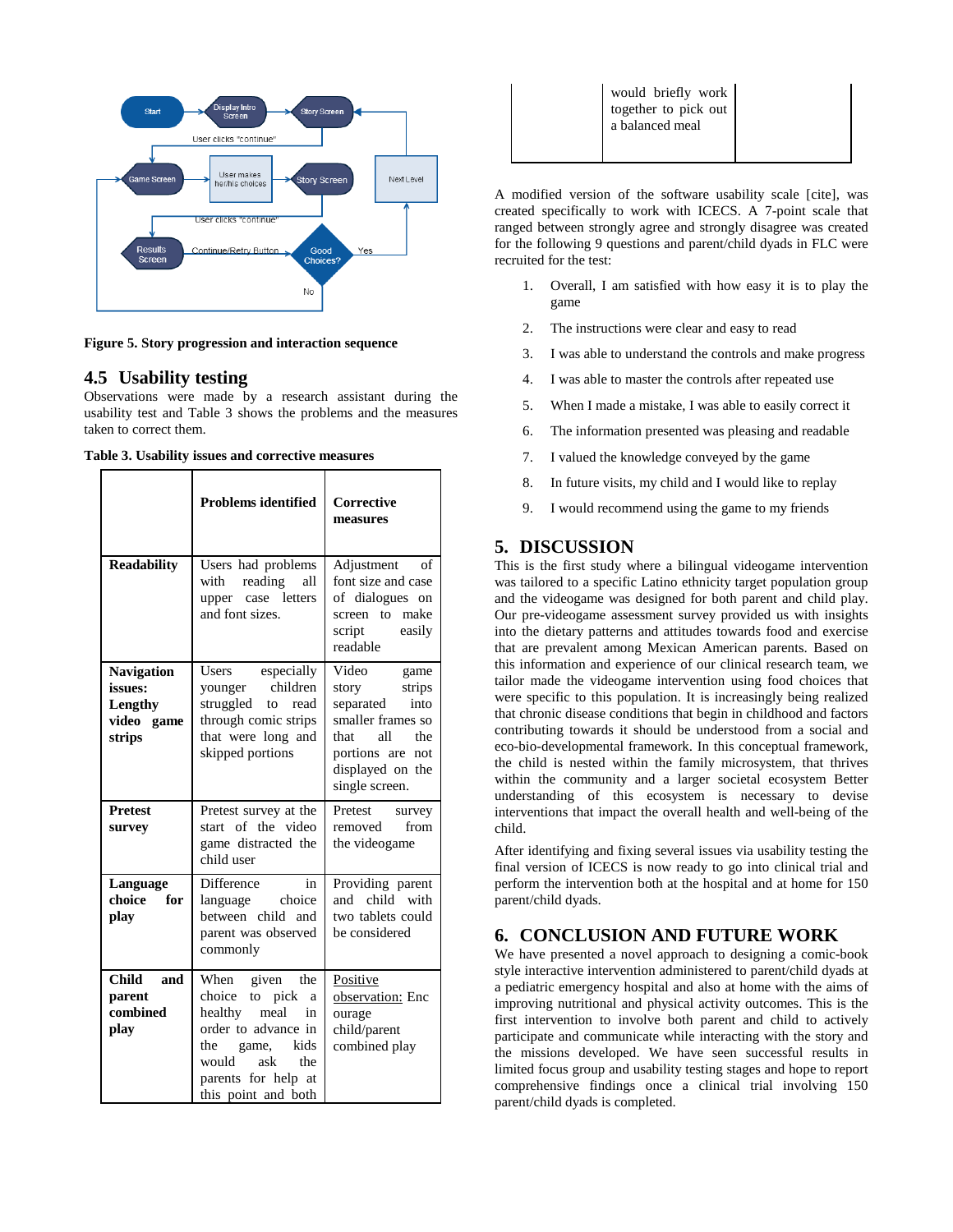**Figure 5. Story progression and interaction sequence**

## 4.5 Usability testing

Observations were made by a research assistant during the usability test and Table 3 shows the problems and the measures taken to correct them.

**Table 3. Usability issues and corrective measures**

| | **Problems identified** | **Corrective measures** |
|---|---|---|
| **Readability** | Users had problems with reading all upper case letters and font sizes. | Adjustment of font size and case of dialogues on screen to make script easily readable |
| **Navigation issues: Lengthy video game strips** | Users especially younger children struggled to read through comic strips that were long and skipped portions | Video game story strips separated into smaller frames so that all the portions are not displayed on the single screen. |
| **Pretest survey** | Pretest survey at the start of the video game distracted the child user | Pretest survey removed from the videogame |
| **Language choice for play** | Difference in language choice between child and parent was observed commonly | Providing parent and child with two tablets could be considered |
| **Child and parent combined play** | When given the choice to pick a healthy meal in order to advance in the game, kids would ask the parents for help at this point and both would briefly work together to pick out a balanced meal | Positive observation: Encourage child/parent combined play |

A modified version of the software usability scale [cite], was created specifically to work with ICECS. A 7-point scale that ranged between strongly agree and strongly disagree was created for the following 9 questions and parent/child dyads in FLC were recruited for the test:

1. Overall, I am satisfied with how easy it is to play the game
2. The instructions were clear and easy to read
3. I was able to understand the controls and make progress
4. I was able to master the controls after repeated use
5. When I made a mistake, I was able to easily correct it
6. The information presented was pleasing and readable
7. I valued the knowledge conveyed by the game
8. In future visits, my child and I would like to replay
9. I would recommend using the game to my friends

# 5. DISCUSSION

This is the first study where a bilingual videogame intervention was tailored to a specific Latino ethnicity target population group and the videogame was designed for both parent and child play. Our pre-videogame assessment survey provided us with insights into the dietary patterns and attitudes towards food and exercise that are prevalent among Mexican American parents. Based on this information and experience of our clinical research team, we tailor made the videogame intervention using food choices that were specific to this population. It is increasingly being realized that chronic disease conditions that begin in childhood and factors contributing towards it should be understood from a social and eco-bio-developmental framework. In this conceptual framework, the child is nested within the family microsystem, that thrives within the community and a larger societal ecosystem Better understanding of this ecosystem is necessary to devise interventions that impact the overall health and well-being of the child.

After identifying and fixing several issues via usability testing the final version of ICECS is now ready to go into clinical trial and perform the intervention both at the hospital and at home for 150 parent/child dyads.

# 6. CONCLUSION AND FUTURE WORK

We have presented a novel approach to designing a comic-book style interactive intervention administered to parent/child dyads at a pediatric emergency hospital and also at home with the aims of improving nutritional and physical activity outcomes. This is the first intervention to involve both parent and child to actively participate and communicate while interacting with the story and the missions developed. We have seen successful results in limited focus group and usability testing stages and hope to report comprehensive findings once a clinical trial involving 150 parent/child dyads is completed.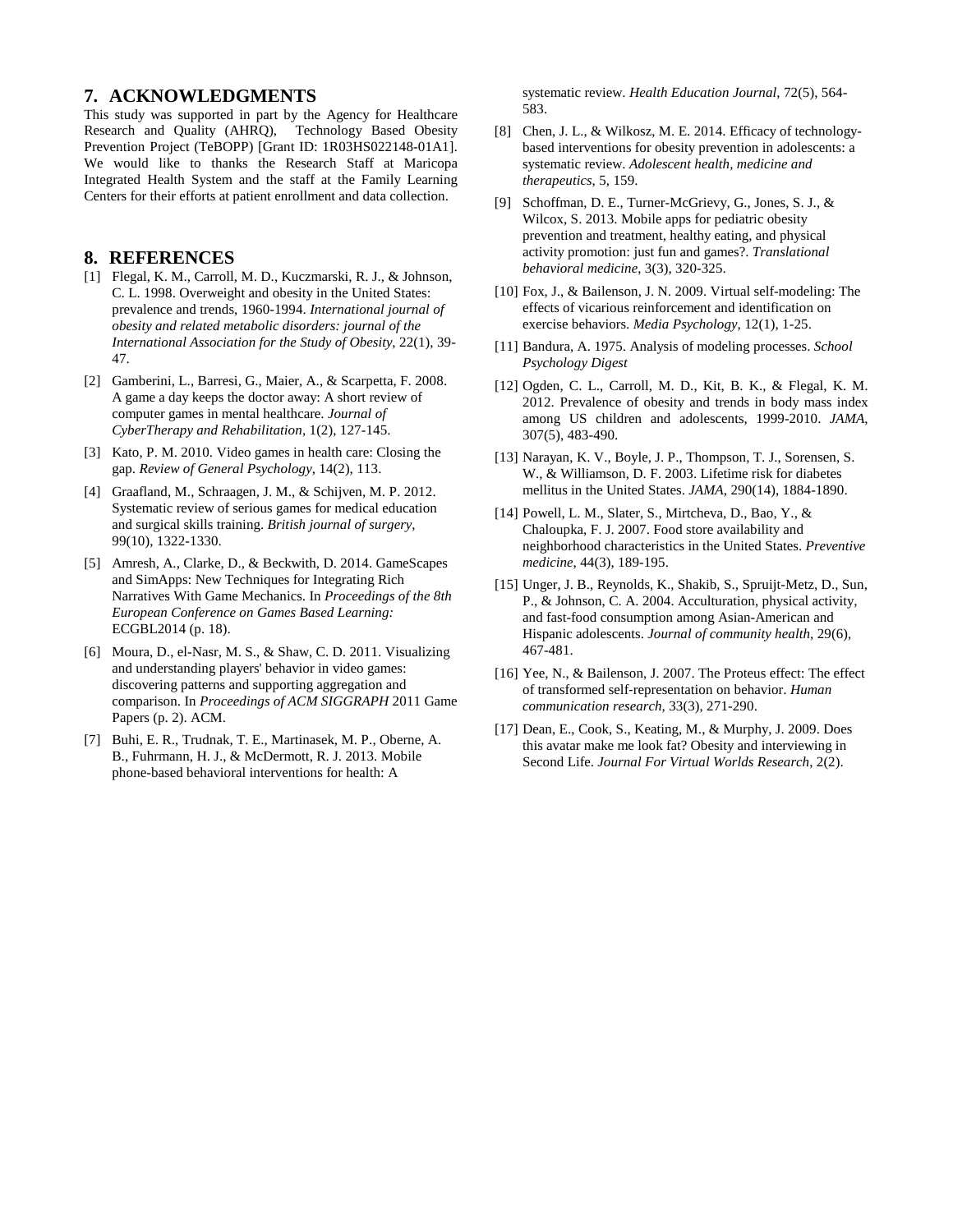## 7. ACKNOWLEDGMENTS

This study was supported in part by the Agency for Healthcare Research and Quality (AHRQ), Technology Based Obesity Prevention Project (TeBOPP) [Grant ID: 1R03HS022148-01A1]. We would like to thanks the Research Staff at Maricopa Integrated Health System and the staff at the Family Learning Centers for their efforts at patient enrollment and data collection.

## 8. REFERENCES

[1] Flegal, K. M., Carroll, M. D., Kuczmarski, R. J., & Johnson, C. L. 1998. Overweight and obesity in the United States: prevalence and trends, 1960-1994. *International journal of obesity and related metabolic disorders: journal of the International Association for the Study of Obesity*, 22(1), 39-47.

[2] Gamberini, L., Barresi, G., Maier, A., & Scarpetta, F. 2008. A game a day keeps the doctor away: A short review of computer games in mental healthcare. *Journal of CyberTherapy and Rehabilitation*, 1(2), 127-145.

[3] Kato, P. M. 2010. Video games in health care: Closing the gap. *Review of General Psychology*, 14(2), 113.

[4] Graafland, M., Schraagen, J. M., & Schijven, M. P. 2012. Systematic review of serious games for medical education and surgical skills training. *British journal of surgery*, 99(10), 1322-1330.

[5] Amresh, A., Clarke, D., & Beckwith, D. 2014. GameScapes and SimApps: New Techniques for Integrating Rich Narratives With Game Mechanics. In *Proceedings of the 8th European Conference on Games Based Learning:* ECGBL2014 (p. 18).

[6] Moura, D., el-Nasr, M. S., & Shaw, C. D. 2011. Visualizing and understanding players' behavior in video games: discovering patterns and supporting aggregation and comparison. In *Proceedings of ACM SIGGRAPH* 2011 Game Papers (p. 2). ACM.

[7] Buhi, E. R., Trudnak, T. E., Martinasek, M. P., Oberne, A. B., Fuhrmann, H. J., & McDermott, R. J. 2013. Mobile phone-based behavioral interventions for health: A systematic review. *Health Education Journal*, 72(5), 564-583.

[8] Chen, J. L., & Wilkosz, M. E. 2014. Efficacy of technology-based interventions for obesity prevention in adolescents: a systematic review. *Adolescent health, medicine and therapeutics*, 5, 159.

[9] Schoffman, D. E., Turner-McGrievy, G., Jones, S. J., & Wilcox, S. 2013. Mobile apps for pediatric obesity prevention and treatment, healthy eating, and physical activity promotion: just fun and games?. *Translational behavioral medicine*, 3(3), 320-325.

[10] Fox, J., & Bailenson, J. N. 2009. Virtual self-modeling: The effects of vicarious reinforcement and identification on exercise behaviors. *Media Psychology*, 12(1), 1-25.

[11] Bandura, A. 1975. Analysis of modeling processes. *School Psychology Digest*

[12] Ogden, C. L., Carroll, M. D., Kit, B. K., & Flegal, K. M. 2012. Prevalence of obesity and trends in body mass index among US children and adolescents, 1999-2010. *JAMA*, 307(5), 483-490.

[13] Narayan, K. V., Boyle, J. P., Thompson, T. J., Sorensen, S. W., & Williamson, D. F. 2003. Lifetime risk for diabetes mellitus in the United States. *JAMA*, 290(14), 1884-1890.

[14] Powell, L. M., Slater, S., Mirtcheva, D., Bao, Y., & Chaloupka, F. J. 2007. Food store availability and neighborhood characteristics in the United States. *Preventive medicine*, 44(3), 189-195.

[15] Unger, J. B., Reynolds, K., Shakib, S., Spruijt-Metz, D., Sun, P., & Johnson, C. A. 2004. Acculturation, physical activity, and fast-food consumption among Asian-American and Hispanic adolescents. *Journal of community health*, 29(6), 467-481.

[16] Yee, N., & Bailenson, J. 2007. The Proteus effect: The effect of transformed self-representation on behavior. *Human communication research*, 33(3), 271-290.

[17] Dean, E., Cook, S., Keating, M., & Murphy, J. 2009. Does this avatar make me look fat? Obesity and interviewing in Second Life. *Journal For Virtual Worlds Research*, 2(2).